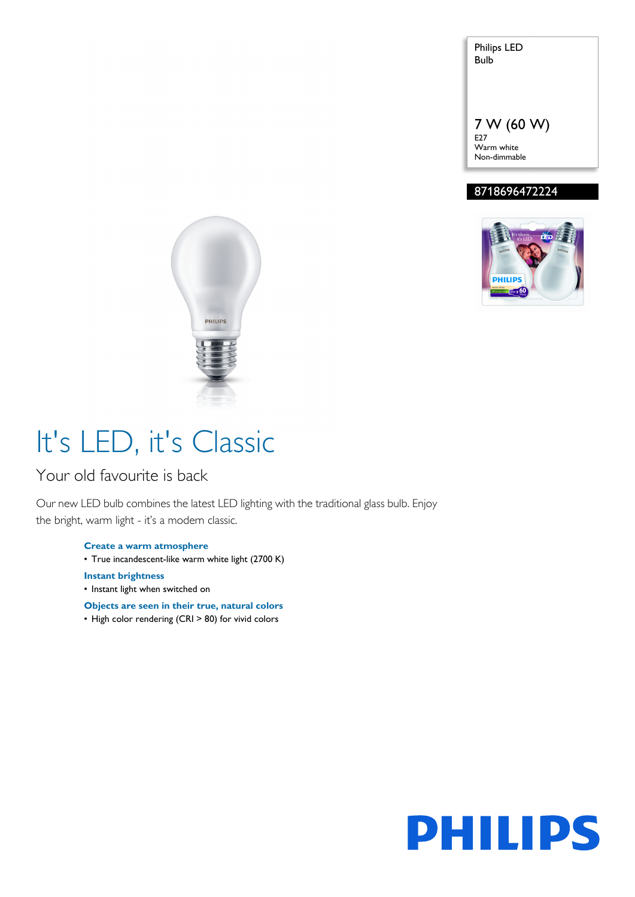Philips LED Bulb

7 W (60 W)
E27
Warm white
Non-dimmable

8718696472224

# It's LED, it's Classic

## Your old favourite is back

Our new LED bulb combines the latest LED lighting with the traditional glass bulb. Enjoy the bright, warm light - it's a modern classic.

**Create a warm atmosphere**
- True incandescent-like warm white light (2700 K)

**Instant brightness**
- Instant light when switched on

**Objects are seen in their true, natural colors**
- High color rendering (CRI > 80) for vivid colors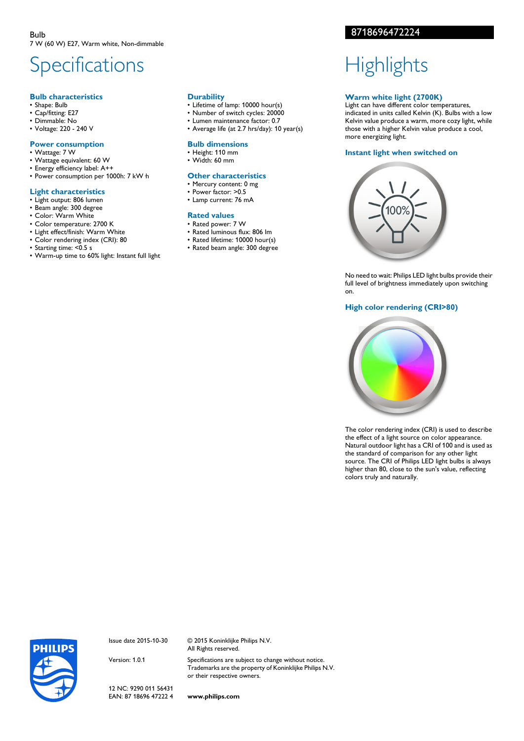Bulb
7 W (60 W) E27, Warm white, Non-dimmable

8718696472224

# Specifications

### Bulb characteristics
- Shape: Bulb
- Cap/fitting: E27
- Dimmable: No
- Voltage: 220 - 240 V

### Power consumption
- Wattage: 7 W
- Wattage equivalent: 60 W
- Energy efficiency label: A++
- Power consumption per 1000h: 7 kW h

### Light characteristics
- Light output: 806 lumen
- Beam angle: 300 degree
- Color: Warm White
- Color temperature: 2700 K
- Light effect/finish: Warm White
- Color rendering index (CRI): 80
- Starting time: <0.5 s
- Warm-up time to 60% light: Instant full light

### Durability
- Lifetime of lamp: 10000 hour(s)
- Number of switch cycles: 20000
- Lumen maintenance factor: 0.7
- Average life (at 2.7 hrs/day): 10 year(s)

### Bulb dimensions
- Height: 110 mm
- Width: 60 mm

### Other characteristics
- Mercury content: 0 mg
- Power factor: >0.5
- Lamp current: 76 mA

### Rated values
- Rated power: 7 W
- Rated luminous flux: 806 lm
- Rated lifetime: 10000 hour(s)
- Rated beam angle: 300 degree

# Highlights

### Warm white light (2700K)
Light can have different color temperatures, indicated in units called Kelvin (K). Bulbs with a low Kelvin value produce a warm, more cozy light, while those with a higher Kelvin value produce a cool, more energizing light.

### Instant light when switched on
No need to wait: Philips LED light bulbs provide their full level of brightness immediately upon switching on.

### High color rendering (CRI>80)
The color rendering index (CRI) is used to describe the effect of a light source on color appearance. Natural outdoor light has a CRI of 100 and is used as the standard of comparison for any other light source. The CRI of Philips LED light bulbs is always higher than 80, close to the sun's value, reflecting colors truly and naturally.

Issue date 2015-10-30

Version: 1.0.1

12 NC: 9290 011 56431
EAN: 87 18696 47222 4

© 2015 Koninklijke Philips N.V.
All Rights reserved.

Specifications are subject to change without notice. Trademarks are the property of Koninklijke Philips N.V. or their respective owners.

**www.philips.com**